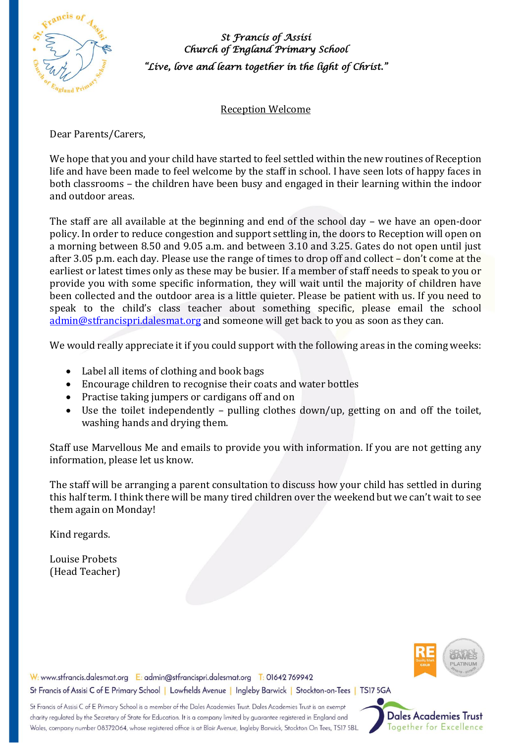**St Francis of Assisi**
**Church of England Primary School**
*"Live, love and learn together in the light of Christ."*

## Reception Welcome

Dear Parents/Carers,

We hope that you and your child have started to feel settled within the new routines of Reception life and have been made to feel welcome by the staff in school. I have seen lots of happy faces in both classrooms – the children have been busy and engaged in their learning within the indoor and outdoor areas.

The staff are all available at the beginning and end of the school day – we have an open-door policy. In order to reduce congestion and support settling in, the doors to Reception will open on a morning between 8.50 and 9.05 a.m. and between 3.10 and 3.25. Gates do not open until just after 3.05 p.m. each day. Please use the range of times to drop off and collect – don't come at the earliest or latest times only as these may be busier. If a member of staff needs to speak to you or provide you with some specific information, they will wait until the majority of children have been collected and the outdoor area is a little quieter. Please be patient with us. If you need to speak to the child's class teacher about something specific, please email the school admin@stfrancispri.dalesmat.org and someone will get back to you as soon as they can.

We would really appreciate it if you could support with the following areas in the coming weeks:

- Label all items of clothing and book bags
- Encourage children to recognise their coats and water bottles
- Practise taking jumpers or cardigans off and on
- Use the toilet independently – pulling clothes down/up, getting on and off the toilet, washing hands and drying them.

Staff use Marvellous Me and emails to provide you with information. If you are not getting any information, please let us know.

The staff will be arranging a parent consultation to discuss how your child has settled in during this half term. I think there will be many tired children over the weekend but we can't wait to see them again on Monday!

Kind regards.

Louise Probets
(Head Teacher)

W: www.stfrancis.dalesmat.org E: admin@stfrancispri.dalesmat.org T: 01642 769942
St Francis of Assisi C of E Primary School | Lowfields Avenue | Ingleby Barwick | Stockton-on-Tees | TS17 5GA

St Francis of Assisi C of E Primary School is a member of the Dales Academies Trust. Dales Academies Trust is an exempt charity regulated by the Secretary of State for Education. It is a company limited by guarantee registered in England and Wales, company number 08372064, whose registered office is at Blair Avenue, Ingleby Barwick, Stockton On Tees, TS17 5BL

Dales Academies Trust
Together for Excellence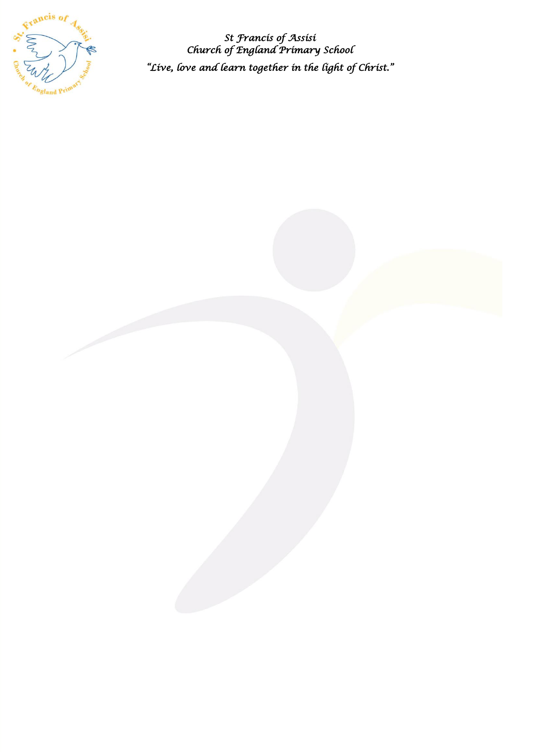St Francis of Assisi
Church of England Primary School

*"Live, love and learn together in the light of Christ."*